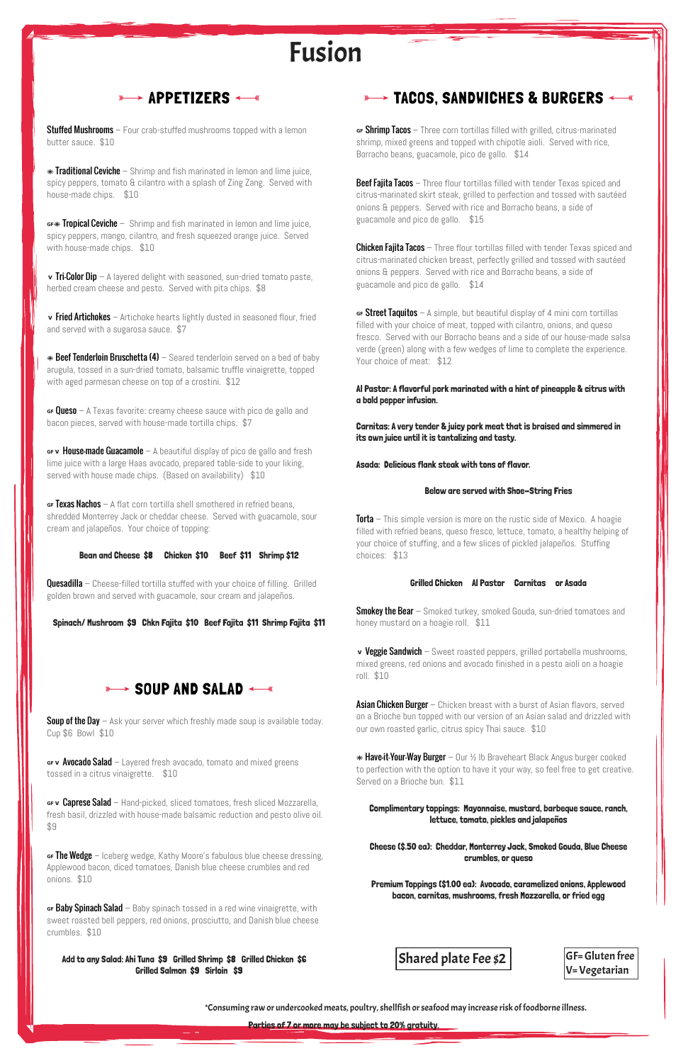# Fusion

## APPETIZERS

**Stuffed Mushrooms** – Four crab-stuffed mushrooms topped with a lemon butter sauce. $10

✳ **Traditional Ceviche** – Shrimp and fish marinated in lemon and lime juice, spicy peppers, tomato & cilantro with a splash of Zing Zang. Served with house-made chips. $10

GF✳ **Tropical Ceviche** – Shrimp and fish marinated in lemon and lime juice, spicy peppers, mango, cilantro, and fresh squeezed orange juice. Served with house-made chips. $10

V **Tri-Color Dip** – A layered delight with seasoned, sun-dried tomato paste, herbed cream cheese and pesto. Served with pita chips. $8

V **Fried Artichokes** – Artichoke hearts lightly dusted in seasoned flour, fried and served with a sugarosa sauce. $7

✳ **Beef Tenderloin Bruschetta (4)** – Seared tenderloin served on a bed of baby arugula, tossed in a sun-dried tomato, balsamic truffle vinaigrette, topped with aged parmesan cheese on top of a crostini. $12

GF **Queso** – A Texas favorite: creamy cheese sauce with pico de gallo and bacon pieces, served with house-made tortilla chips. $7

GF V **House-made Guacamole** – A beautiful display of pico de gallo and fresh lime juice with a large Haas avocado, prepared table-side to your liking, served with house made chips. (Based on availability) $10

GF **Texas Nachos** – A flat corn tortilla shell smothered in refried beans, shredded Monterrey Jack or cheddar cheese. Served with guacamole, sour cream and jalapeños. Your choice of topping:

**Bean and Cheese $8 Chicken $10 Beef $11 Shrimp $12**

**Quesadilla** – Cheese-filled tortilla stuffed with your choice of filling. Grilled golden brown and served with guacamole, sour cream and jalapeños.

**Spinach/ Mushroom $9 Chkn Fajita $10 Beef Fajita $11 Shrimp Fajita $11**

## SOUP AND SALAD

**Soup of the Day** – Ask your server which freshly made soup is available today. Cup $6 Bowl $10

GF V **Avocado Salad** – Layered fresh avocado, tomato and mixed greens tossed in a citrus vinaigrette. $10

GF V **Caprese Salad** – Hand-picked, sliced tomatoes, fresh sliced Mozzarella, fresh basil, drizzled with house-made balsamic reduction and pesto olive oil. $9

GF **The Wedge** – Iceberg wedge, Kathy Moore's fabulous blue cheese dressing, Applewood bacon, diced tomatoes, Danish blue cheese crumbles and red onions. $10

GF **Baby Spinach Salad** – Baby spinach tossed in a red wine vinaigrette, with sweet roasted bell peppers, red onions, prosciutto, and Danish blue cheese crumbles. $10

**Add to any Salad: Ahi Tuna $9 Grilled Shrimp $8 Grilled Chicken $6 Grilled Salmon $9 Sirloin $9**

## TACOS, SANDWICHES & BURGERS

GF **Shrimp Tacos** – Three corn tortillas filled with grilled, citrus-marinated shrimp, mixed greens and topped with chipotle aioli. Served with rice, Borracho beans, guacamole, pico de gallo. $14

**Beef Fajita Tacos** – Three flour tortillas filled with tender Texas spiced and citrus-marinated skirt steak, grilled to perfection and tossed with sautéed onions & peppers. Served with rice and Borracho beans, a side of guacamole and pico de gallo. $15

**Chicken Fajita Tacos** – Three flour tortillas filled with tender Texas spiced and citrus-marinated chicken breast, perfectly grilled and tossed with sautéed onions & peppers. Served with rice and Borracho beans, a side of guacamole and pico de gallo. $14

GF **Street Taquitos** – A simple, but beautiful display of 4 mini corn tortillas filled with your choice of meat, topped with cilantro, onions, and queso fresco. Served with our Borracho beans and a side of our house-made salsa verde (green) along with a few wedges of lime to complete the experience. Your choice of meat: $12

**Al Pastor: A flavorful pork marinated with a hint of pineapple & citrus with a bold pepper infusion.**

**Carnitas: A very tender & juicy pork meat that is braised and simmered in its own juice until it is tantalizing and tasty.**

**Asada: Delicious flank steak with tons of flavor.**

**Below are served with Shoe-String Fries**

**Torta** – This simple version is more on the rustic side of Mexico. A hoagie filled with refried beans, queso fresco, lettuce, tomato, a healthy helping of your choice of stuffing, and a few slices of pickled jalapeños. Stuffing choices: $13

**Grilled Chicken Al Pastor Carnitas or Asada**

**Smokey the Bear** – Smoked turkey, smoked Gouda, sun-dried tomatoes and honey mustard on a hoagie roll. $11

V **Veggie Sandwich** – Sweet roasted peppers, grilled portabella mushrooms, mixed greens, red onions and avocado finished in a pesto aioli on a hoagie roll. $10

**Asian Chicken Burger** – Chicken breast with a burst of Asian flavors, served on a Brioche bun topped with our version of an Asian salad and drizzled with our own roasted garlic, citrus spicy Thai sauce. $10

✳ **Have-it-Your-Way Burger** – Our ½ lb Braveheart Black Angus burger cooked to perfection with the option to have it your way, so feel free to get creative. Served on a Brioche bun. $11

**Complimentary toppings: Mayonnaise, mustard, barbeque sauce, ranch, lettuce, tomato, pickles and jalapeños**

**Cheese ($.50 ea): Cheddar, Monterrey Jack, Smoked Gouda, Blue Cheese crumbles, or queso**

**Premium Toppings ($1.00 ea): Avocado, caramelized onions, Applewood bacon, carnitas, mushrooms, fresh Mozzarella, or fried egg**

**Shared plate Fee $2**

GF= Gluten free
V= Vegetarian

**\*Consuming raw or undercooked meats, poultry, shellfish or seafood may increase risk of foodborne illness.**

**Parties of 7 or more may be subject to 20% gratuity.**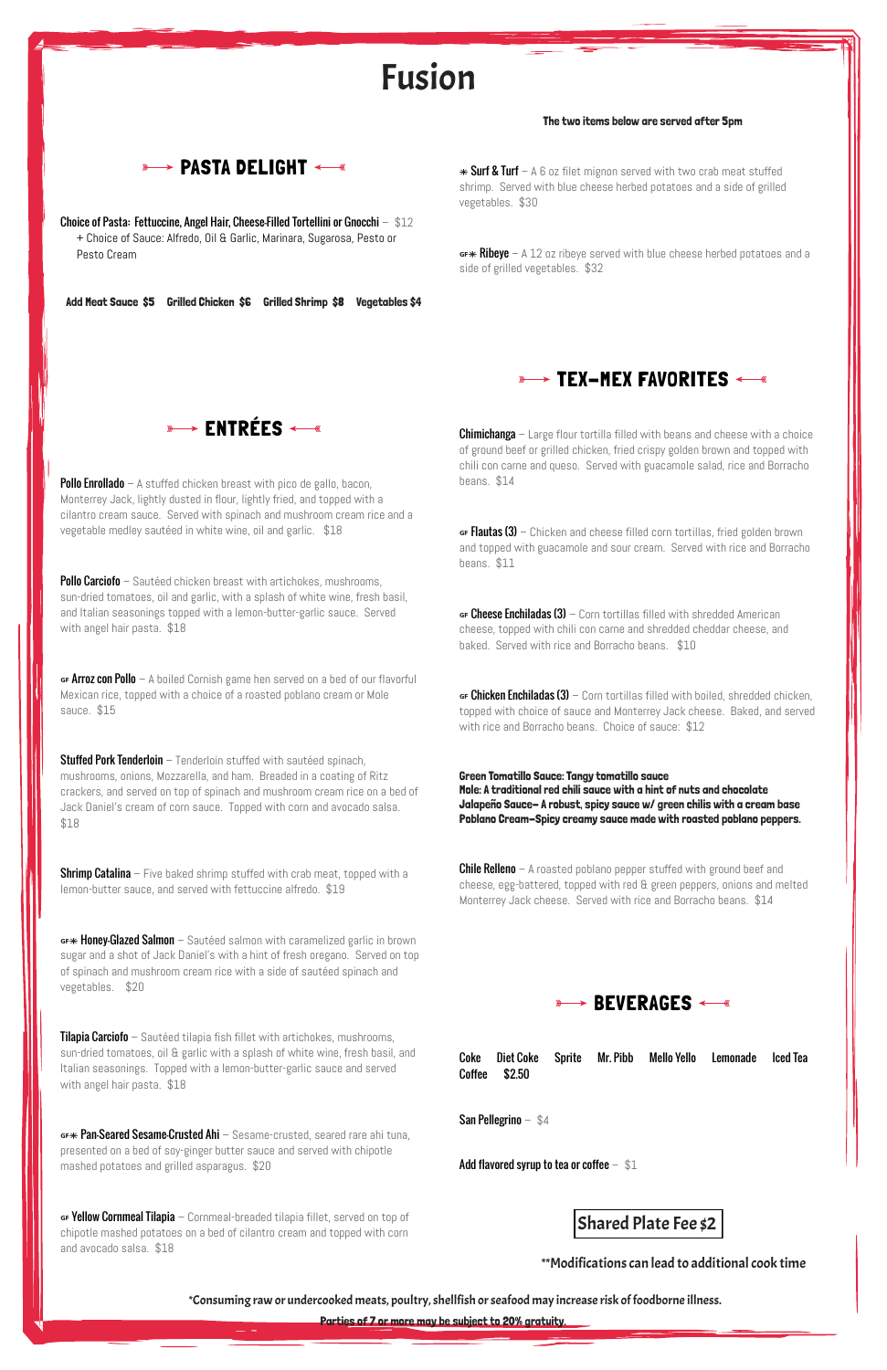# Fusion

## PASTA DELIGHT

**Choice of Pasta: Fettuccine, Angel Hair, Cheese-Filled Tortellini or Gnocchi** – $12
+ Choice of Sauce: Alfredo, Oil & Garlic, Marinara, Sugarosa, Pesto or Pesto Cream

**Add Meat Sauce $5 Grilled Chicken $6 Grilled Shrimp $8 Vegetables $4**

## ENTRÉES

**Pollo Enrollado** – A stuffed chicken breast with pico de gallo, bacon, Monterrey Jack, lightly dusted in flour, lightly fried, and topped with a cilantro cream sauce. Served with spinach and mushroom cream rice and a vegetable medley sautéed in white wine, oil and garlic. $18

**Pollo Carciofo** – Sautéed chicken breast with artichokes, mushrooms, sun-dried tomatoes, oil and garlic, with a splash of white wine, fresh basil, and Italian seasonings topped with a lemon-butter-garlic sauce. Served with angel hair pasta. $18

GF **Arroz con Pollo** – A boiled Cornish game hen served on a bed of our flavorful Mexican rice, topped with a choice of a roasted poblano cream or Mole sauce. $15

**Stuffed Pork Tenderloin** – Tenderloin stuffed with sautéed spinach, mushrooms, onions, Mozzarella, and ham. Breaded in a coating of Ritz crackers, and served on top of spinach and mushroom cream rice on a bed of Jack Daniel's cream of corn sauce. Topped with corn and avocado salsa. $18

**Shrimp Catalina** – Five baked shrimp stuffed with crab meat, topped with a lemon-butter sauce, and served with fettuccine alfredo. $19

GF* **Honey-Glazed Salmon** – Sautéed salmon with caramelized garlic in brown sugar and a shot of Jack Daniel's with a hint of fresh oregano. Served on top of spinach and mushroom cream rice with a side of sautéed spinach and vegetables. $20

**Tilapia Carciofo** – Sautéed tilapia fish fillet with artichokes, mushrooms, sun-dried tomatoes, oil & garlic with a splash of white wine, fresh basil, and Italian seasonings. Topped with a lemon-butter-garlic sauce and served with angel hair pasta. $18

GF* **Pan-Seared Sesame-Crusted Ahi** – Sesame-crusted, seared rare ahi tuna, presented on a bed of soy-ginger butter sauce and served with chipotle mashed potatoes and grilled asparagus. $20

GF **Yellow Cornmeal Tilapia** – Cornmeal-breaded tilapia fillet, served on top of chipotle mashed potatoes on a bed of cilantro cream and topped with corn and avocado salsa. $18

**The two items below are served after 5pm**

* **Surf & Turf** – A 6 oz filet mignon served with two crab meat stuffed shrimp. Served with blue cheese herbed potatoes and a side of grilled vegetables. $30

GF* **Ribeye** – A 12 oz ribeye served with blue cheese herbed potatoes and a side of grilled vegetables. $32

## TEX-MEX FAVORITES

**Chimichanga** – Large flour tortilla filled with beans and cheese with a choice of ground beef or grilled chicken, fried crispy golden brown and topped with chili con carne and queso. Served with guacamole salad, rice and Borracho beans. $14

GF **Flautas (3)** – Chicken and cheese filled corn tortillas, fried golden brown and topped with guacamole and sour cream. Served with rice and Borracho beans. $11

GF **Cheese Enchiladas (3)** – Corn tortillas filled with shredded American cheese, topped with chili con carne and shredded cheddar cheese, and baked. Served with rice and Borracho beans. $10

GF **Chicken Enchiladas (3)** – Corn tortillas filled with boiled, shredded chicken, topped with choice of sauce and Monterrey Jack cheese. Baked, and served with rice and Borracho beans. Choice of sauce: $12

**Green Tomatillo Sauce: Tangy tomatillo sauce**
**Mole: A traditional red chili sauce with a hint of nuts and chocolate**
**Jalapeño Sauce– A robust, spicy sauce w/ green chilis with a cream base**
**Poblano Cream–Spicy creamy sauce made with roasted poblano peppers.**

**Chile Relleno** – A roasted poblano pepper stuffed with ground beef and cheese, egg-battered, topped with red & green peppers, onions and melted Monterrey Jack cheese. Served with rice and Borracho beans. $14

## BEVERAGES

**Coke Diet Coke Sprite Mr. Pibb Mello Yello Lemonade Iced Tea Coffee $2.50**

**San Pellegrino** – $4

**Add flavored syrup to tea or coffee** – $1

**Shared Plate Fee $2**

**Modifications can lead to additional cook time

*Consuming raw or undercooked meats, poultry, shellfish or seafood may increase risk of foodborne illness.

Parties of 7 or more may be subject to 20% gratuity.